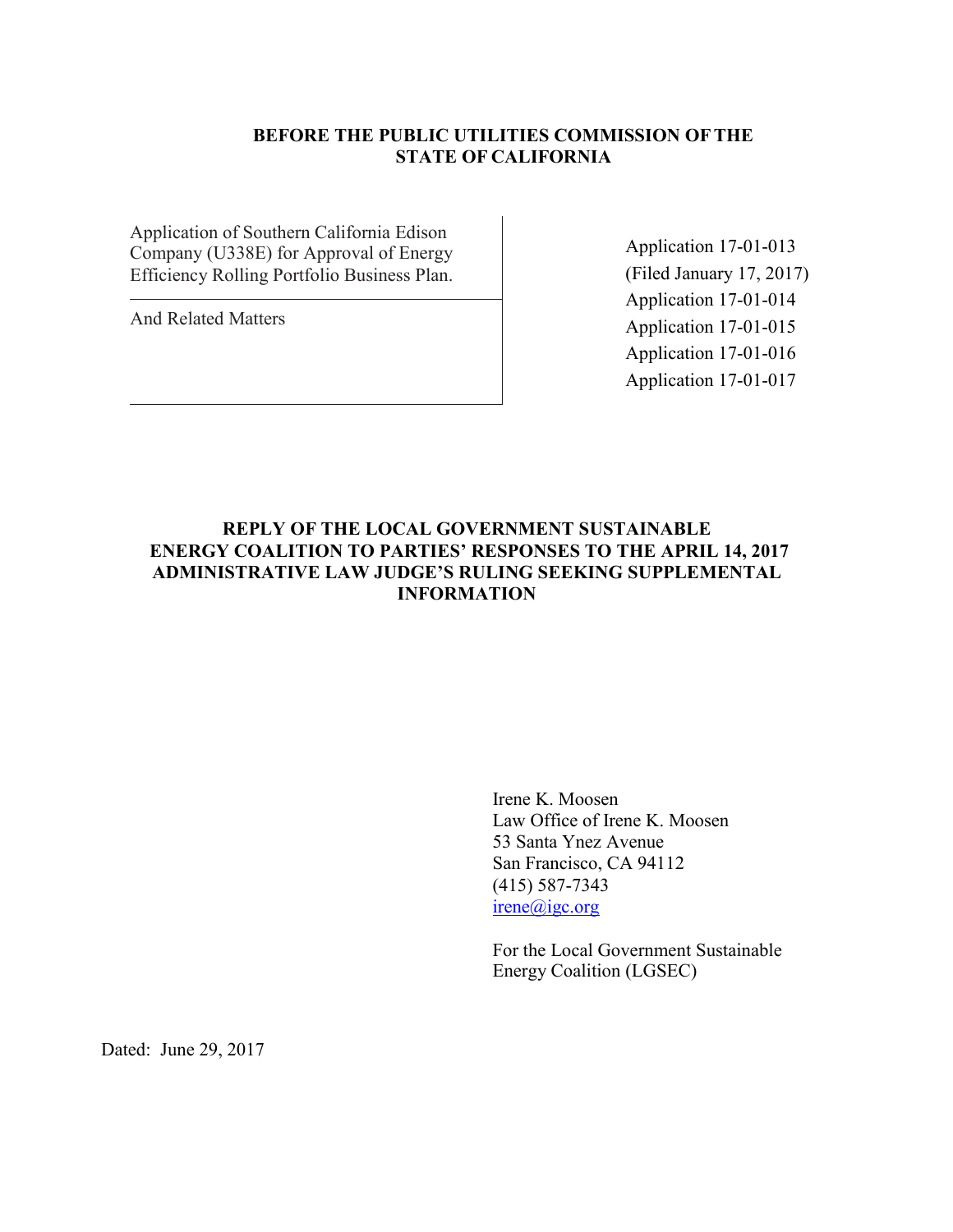**BEFORE THE PUBLIC UTILITIES COMMISSION OF THE STATE OF CALIFORNIA**

| | |
|---|---|
| Application of Southern California Edison Company (U338E) for Approval of Energy Efficiency Rolling Portfolio Business Plan. | Application 17-01-013 (Filed January 17, 2017) |
| And Related Matters | Application 17-01-014<br>Application 17-01-015<br>Application 17-01-016<br>Application 17-01-017 |

# REPLY OF THE LOCAL GOVERNMENT SUSTAINABLE ENERGY COALITION TO PARTIES' RESPONSES TO THE APRIL 14, 2017 ADMINISTRATIVE LAW JUDGE'S RULING SEEKING SUPPLEMENTAL INFORMATION

Irene K. Moosen
Law Office of Irene K. Moosen
53 Santa Ynez Avenue
San Francisco, CA 94112
(415) 587-7343
irene@igc.org

For the Local Government Sustainable Energy Coalition (LGSEC)

Dated: June 29, 2017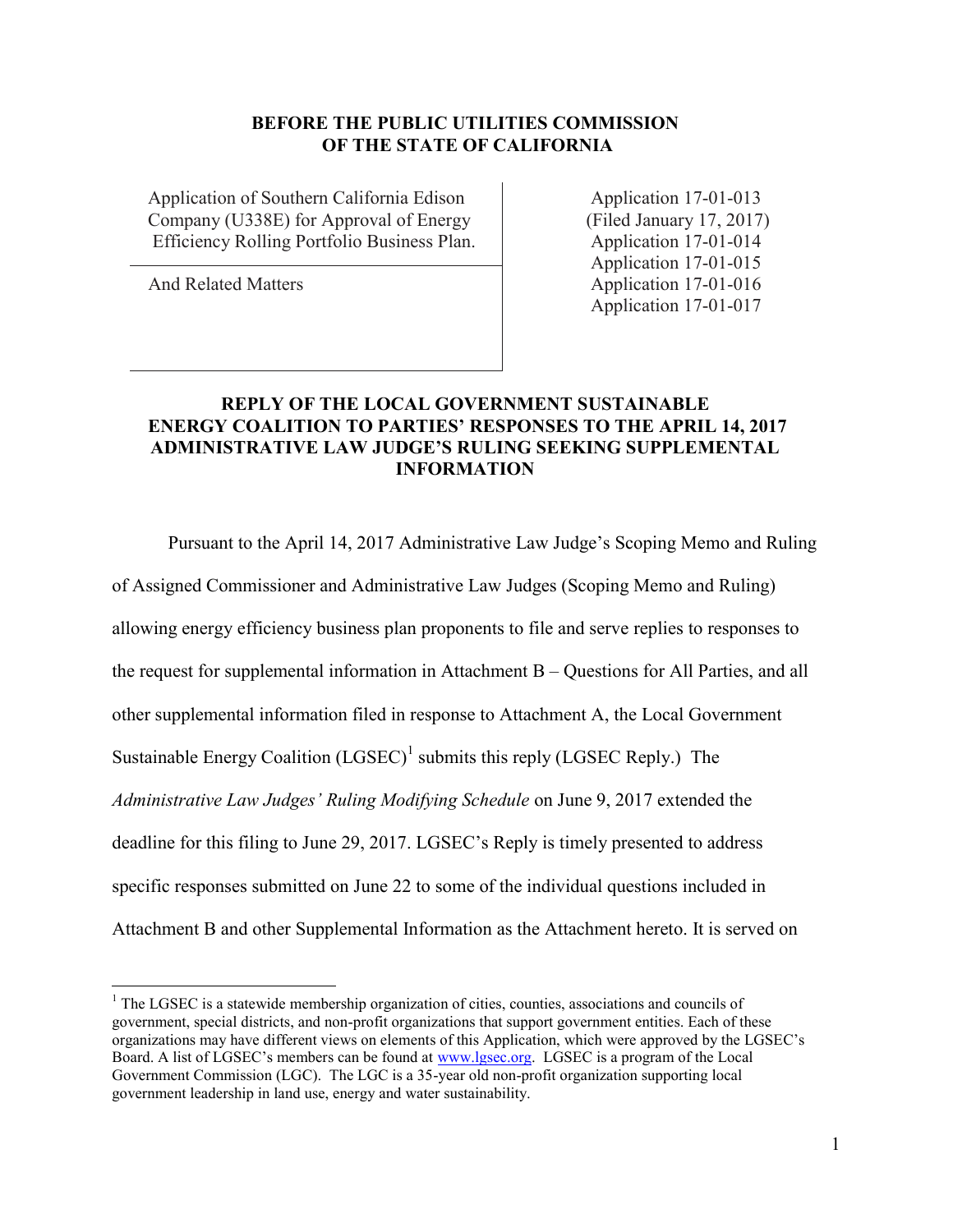**BEFORE THE PUBLIC UTILITIES COMMISSION OF THE STATE OF CALIFORNIA**

| | |
|---|---|
| Application of Southern California Edison Company (U338E) for Approval of Energy Efficiency Rolling Portfolio Business Plan. | Application 17-01-013 (Filed January 17, 2017) |
| And Related Matters | Application 17-01-014<br>Application 17-01-015<br>Application 17-01-016<br>Application 17-01-017 |

**REPLY OF THE LOCAL GOVERNMENT SUSTAINABLE ENERGY COALITION TO PARTIES' RESPONSES TO THE APRIL 14, 2017 ADMINISTRATIVE LAW JUDGE'S RULING SEEKING SUPPLEMENTAL INFORMATION**

Pursuant to the April 14, 2017 Administrative Law Judge's Scoping Memo and Ruling of Assigned Commissioner and Administrative Law Judges (Scoping Memo and Ruling) allowing energy efficiency business plan proponents to file and serve replies to responses to the request for supplemental information in Attachment B – Questions for All Parties, and all other supplemental information filed in response to Attachment A, the Local Government Sustainable Energy Coalition (LGSEC)[1] submits this reply (LGSEC Reply.) The *Administrative Law Judges' Ruling Modifying Schedule* on June 9, 2017 extended the deadline for this filing to June 29, 2017. LGSEC's Reply is timely presented to address specific responses submitted on June 22 to some of the individual questions included in Attachment B and other Supplemental Information as the Attachment hereto. It is served on

[1] The LGSEC is a statewide membership organization of cities, counties, associations and councils of government, special districts, and non-profit organizations that support government entities. Each of these organizations may have different views on elements of this Application, which were approved by the LGSEC's Board. A list of LGSEC's members can be found at www.lgsec.org. LGSEC is a program of the Local Government Commission (LGC). The LGC is a 35-year old non-profit organization supporting local government leadership in land use, energy and water sustainability.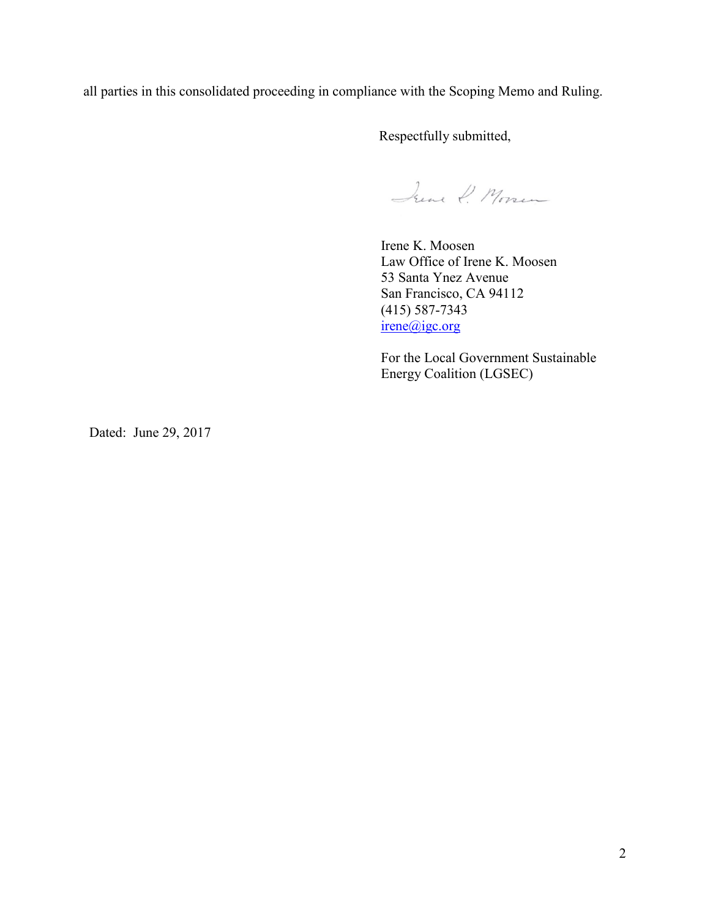all parties in this consolidated proceeding in compliance with the Scoping Memo and Ruling.

Respectfully submitted,

Irene K. Moosen  
Law Office of Irene K. Moosen  
53 Santa Ynez Avenue  
San Francisco, CA 94112  
(415) 587-7343  
irene@igc.org

For the Local Government Sustainable Energy Coalition (LGSEC)

Dated: June 29, 2017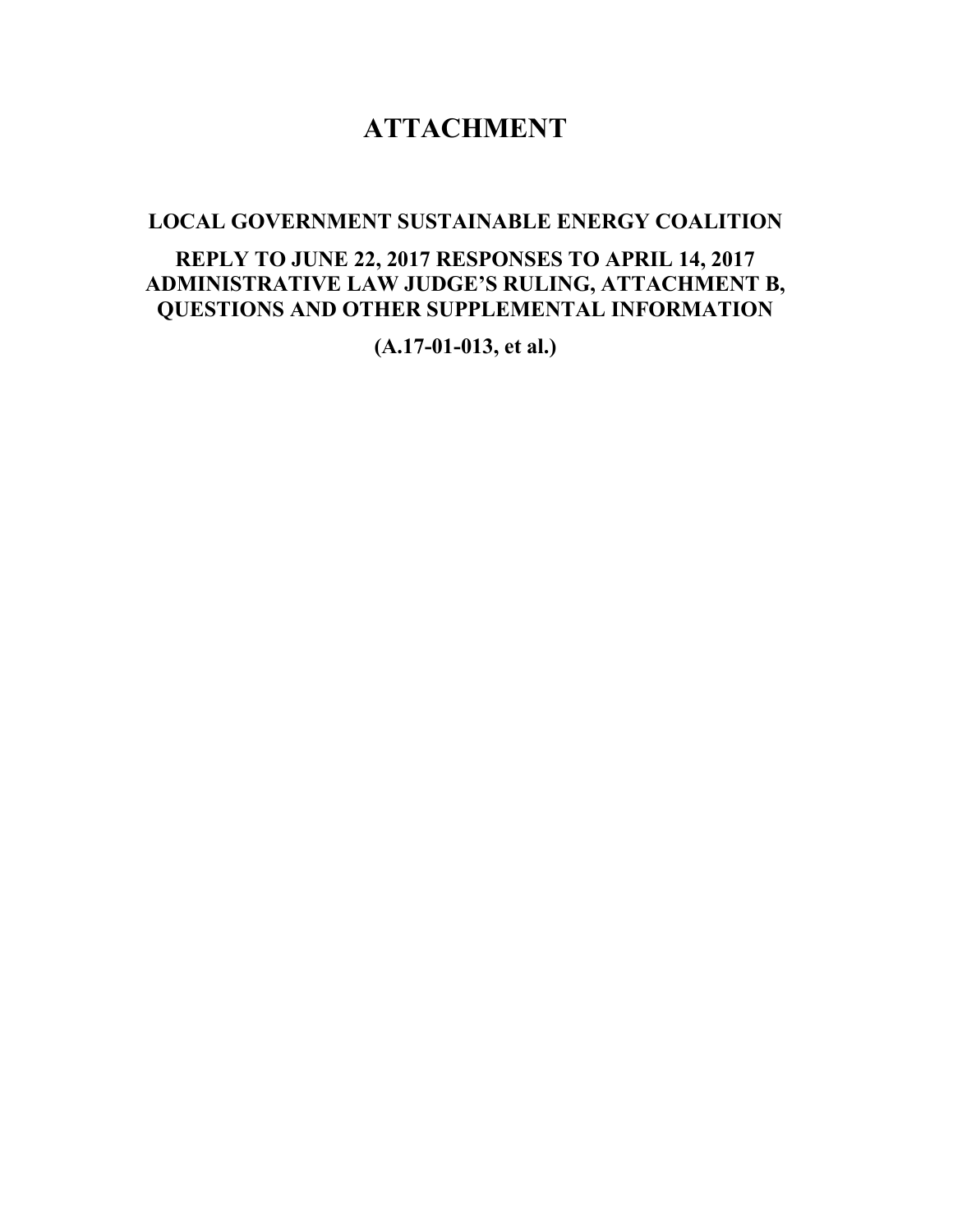# ATTACHMENT

## LOCAL GOVERNMENT SUSTAINABLE ENERGY COALITION

## REPLY TO JUNE 22, 2017 RESPONSES TO APRIL 14, 2017 ADMINISTRATIVE LAW JUDGE'S RULING, ATTACHMENT B, QUESTIONS AND OTHER SUPPLEMENTAL INFORMATION

**(A.17-01-013, et al.)**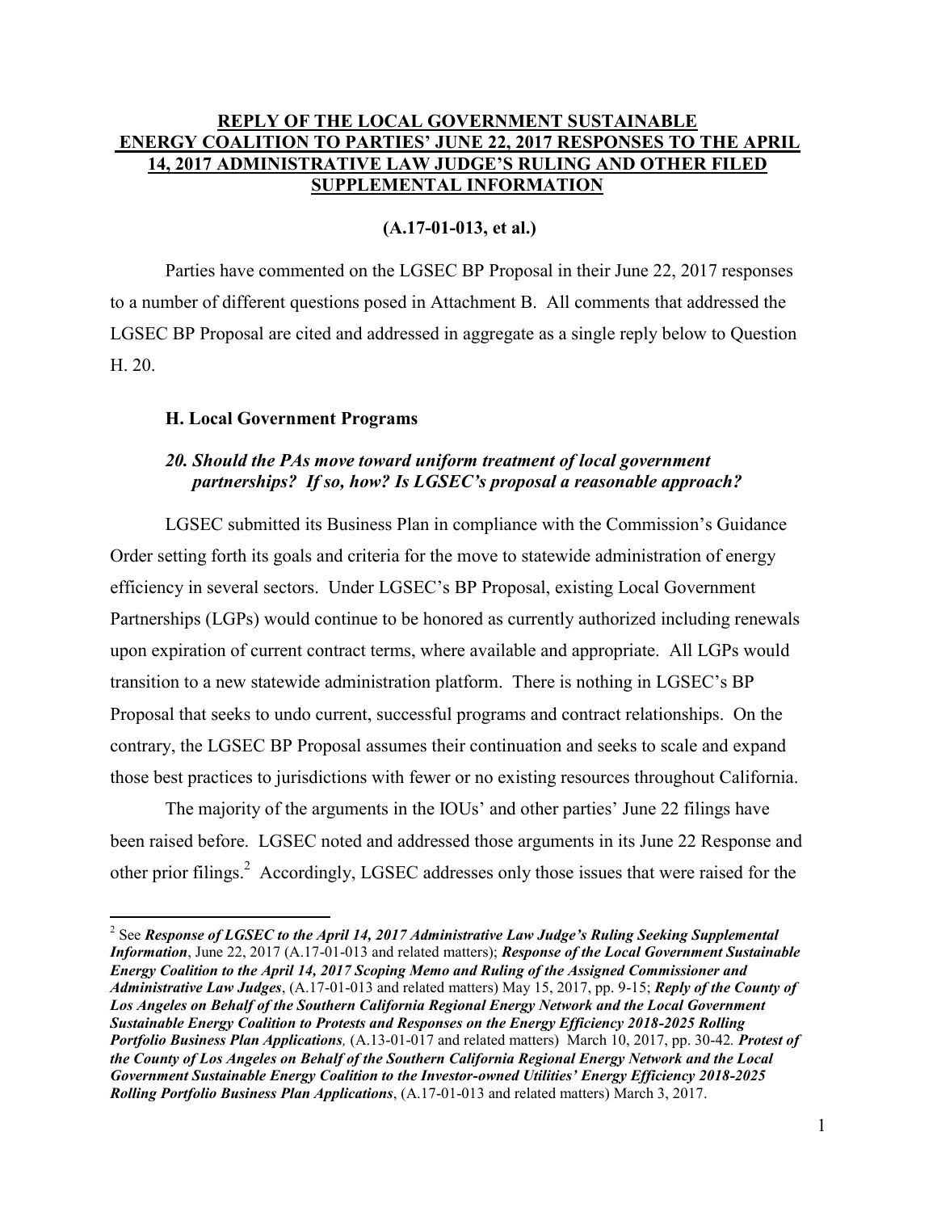**REPLY OF THE LOCAL GOVERNMENT SUSTAINABLE ENERGY COALITION TO PARTIES' JUNE 22, 2017 RESPONSES TO THE APRIL 14, 2017 ADMINISTRATIVE LAW JUDGE'S RULING AND OTHER FILED SUPPLEMENTAL INFORMATION**

**(A.17-01-013, et al.)**

Parties have commented on the LGSEC BP Proposal in their June 22, 2017 responses to a number of different questions posed in Attachment B. All comments that addressed the LGSEC BP Proposal are cited and addressed in aggregate as a single reply below to Question H. 20.

### H. Local Government Programs

#### *20. Should the PAs move toward uniform treatment of local government partnerships? If so, how? Is LGSEC's proposal a reasonable approach?*

LGSEC submitted its Business Plan in compliance with the Commission's Guidance Order setting forth its goals and criteria for the move to statewide administration of energy efficiency in several sectors. Under LGSEC's BP Proposal, existing Local Government Partnerships (LGPs) would continue to be honored as currently authorized including renewals upon expiration of current contract terms, where available and appropriate. All LGPs would transition to a new statewide administration platform. There is nothing in LGSEC's BP Proposal that seeks to undo current, successful programs and contract relationships. On the contrary, the LGSEC BP Proposal assumes their continuation and seeks to scale and expand those best practices to jurisdictions with fewer or no existing resources throughout California.

The majority of the arguments in the IOUs' and other parties' June 22 filings have been raised before. LGSEC noted and addressed those arguments in its June 22 Response and other prior filings.[2] Accordingly, LGSEC addresses only those issues that were raised for the

---

[2] See ***Response of LGSEC to the April 14, 2017 Administrative Law Judge's Ruling Seeking Supplemental Information***, June 22, 2017 (A.17-01-013 and related matters); ***Response of the Local Government Sustainable Energy Coalition to the April 14, 2017 Scoping Memo and Ruling of the Assigned Commissioner and Administrative Law Judges***, (A.17-01-013 and related matters) May 15, 2017, pp. 9-15; ***Reply of the County of Los Angeles on Behalf of the Southern California Regional Energy Network and the Local Government Sustainable Energy Coalition to Protests and Responses on the Energy Efficiency 2018-2025 Rolling Portfolio Business Plan Applications***, (A.13-01-017 and related matters) March 10, 2017, pp. 30-42. ***Protest of the County of Los Angeles on Behalf of the Southern California Regional Energy Network and the Local Government Sustainable Energy Coalition to the Investor-owned Utilities' Energy Efficiency 2018-2025 Rolling Portfolio Business Plan Applications***, (A.17-01-013 and related matters) March 3, 2017.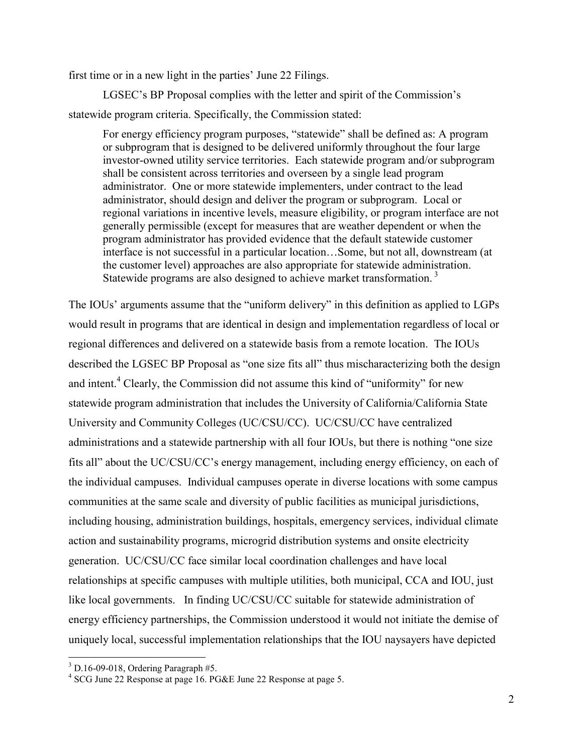first time or in a new light in the parties' June 22 Filings.

LGSEC's BP Proposal complies with the letter and spirit of the Commission's statewide program criteria. Specifically, the Commission stated:

> For energy efficiency program purposes, "statewide" shall be defined as: A program or subprogram that is designed to be delivered uniformly throughout the four large investor-owned utility service territories. Each statewide program and/or subprogram shall be consistent across territories and overseen by a single lead program administrator. One or more statewide implementers, under contract to the lead administrator, should design and deliver the program or subprogram. Local or regional variations in incentive levels, measure eligibility, or program interface are not generally permissible (except for measures that are weather dependent or when the program administrator has provided evidence that the default statewide customer interface is not successful in a particular location…Some, but not all, downstream (at the customer level) approaches are also appropriate for statewide administration. Statewide programs are also designed to achieve market transformation. [3]

The IOUs' arguments assume that the "uniform delivery" in this definition as applied to LGPs would result in programs that are identical in design and implementation regardless of local or regional differences and delivered on a statewide basis from a remote location. The IOUs described the LGSEC BP Proposal as "one size fits all" thus mischaracterizing both the design and intent.[4] Clearly, the Commission did not assume this kind of "uniformity" for new statewide program administration that includes the University of California/California State University and Community Colleges (UC/CSU/CC). UC/CSU/CC have centralized administrations and a statewide partnership with all four IOUs, but there is nothing "one size fits all" about the UC/CSU/CC's energy management, including energy efficiency, on each of the individual campuses. Individual campuses operate in diverse locations with some campus communities at the same scale and diversity of public facilities as municipal jurisdictions, including housing, administration buildings, hospitals, emergency services, individual climate action and sustainability programs, microgrid distribution systems and onsite electricity generation. UC/CSU/CC face similar local coordination challenges and have local relationships at specific campuses with multiple utilities, both municipal, CCA and IOU, just like local governments. In finding UC/CSU/CC suitable for statewide administration of energy efficiency partnerships, the Commission understood it would not initiate the demise of uniquely local, successful implementation relationships that the IOU naysayers have depicted

---

[3] D.16-09-018, Ordering Paragraph #5.

[4] SCG June 22 Response at page 16. PG&E June 22 Response at page 5.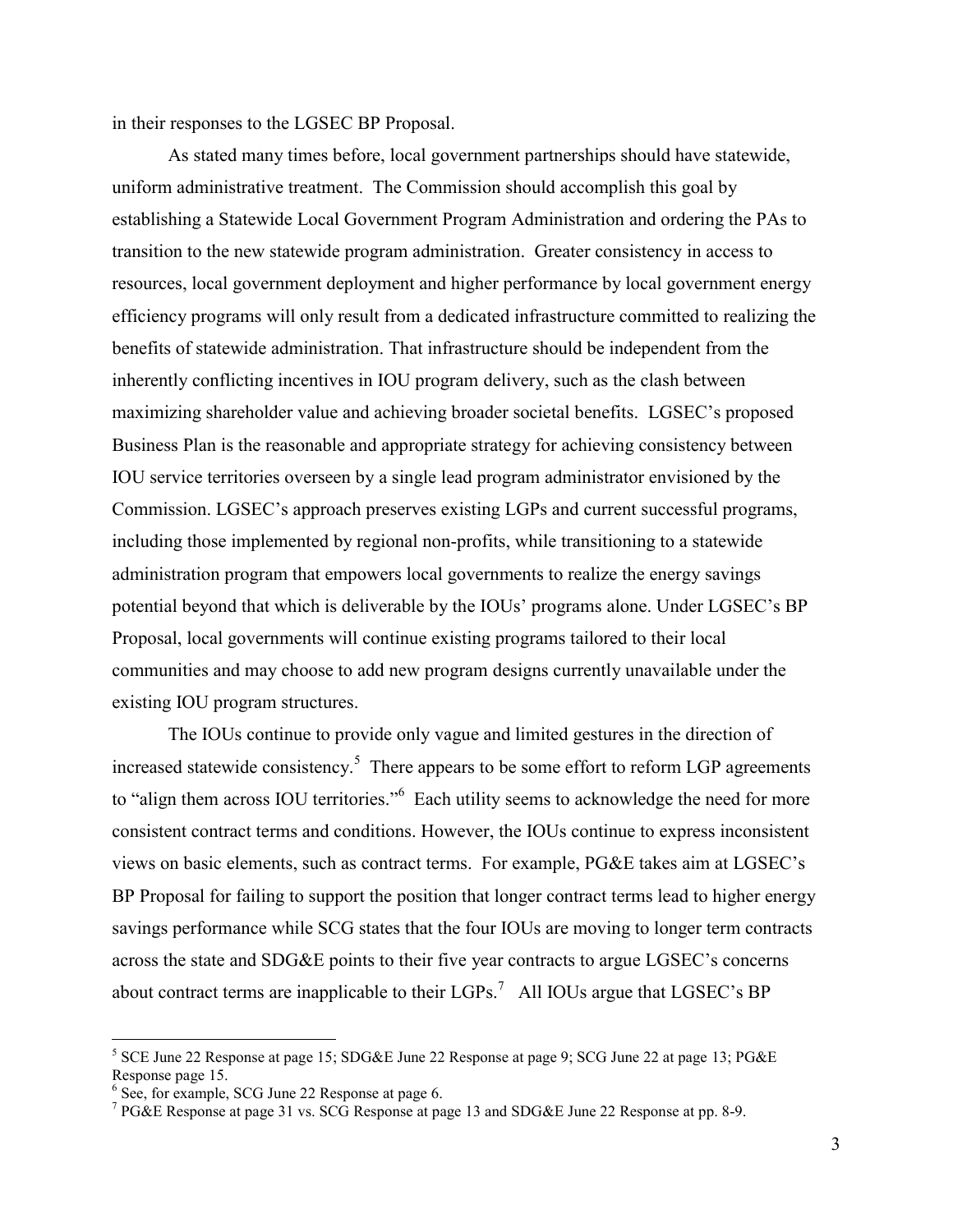in their responses to the LGSEC BP Proposal.

As stated many times before, local government partnerships should have statewide, uniform administrative treatment. The Commission should accomplish this goal by establishing a Statewide Local Government Program Administration and ordering the PAs to transition to the new statewide program administration. Greater consistency in access to resources, local government deployment and higher performance by local government energy efficiency programs will only result from a dedicated infrastructure committed to realizing the benefits of statewide administration. That infrastructure should be independent from the inherently conflicting incentives in IOU program delivery, such as the clash between maximizing shareholder value and achieving broader societal benefits. LGSEC's proposed Business Plan is the reasonable and appropriate strategy for achieving consistency between IOU service territories overseen by a single lead program administrator envisioned by the Commission. LGSEC's approach preserves existing LGPs and current successful programs, including those implemented by regional non-profits, while transitioning to a statewide administration program that empowers local governments to realize the energy savings potential beyond that which is deliverable by the IOUs' programs alone. Under LGSEC's BP Proposal, local governments will continue existing programs tailored to their local communities and may choose to add new program designs currently unavailable under the existing IOU program structures.

The IOUs continue to provide only vague and limited gestures in the direction of increased statewide consistency.[5] There appears to be some effort to reform LGP agreements to "align them across IOU territories."[6] Each utility seems to acknowledge the need for more consistent contract terms and conditions. However, the IOUs continue to express inconsistent views on basic elements, such as contract terms. For example, PG&E takes aim at LGSEC's BP Proposal for failing to support the position that longer contract terms lead to higher energy savings performance while SCG states that the four IOUs are moving to longer term contracts across the state and SDG&E points to their five year contracts to argue LGSEC's concerns about contract terms are inapplicable to their LGPs.[7] All IOUs argue that LGSEC's BP

---

[5] SCE June 22 Response at page 15; SDG&E June 22 Response at page 9; SCG June 22 at page 13; PG&E Response page 15.

[6] See, for example, SCG June 22 Response at page 6.

[7] PG&E Response at page 31 vs. SCG Response at page 13 and SDG&E June 22 Response at pp. 8-9.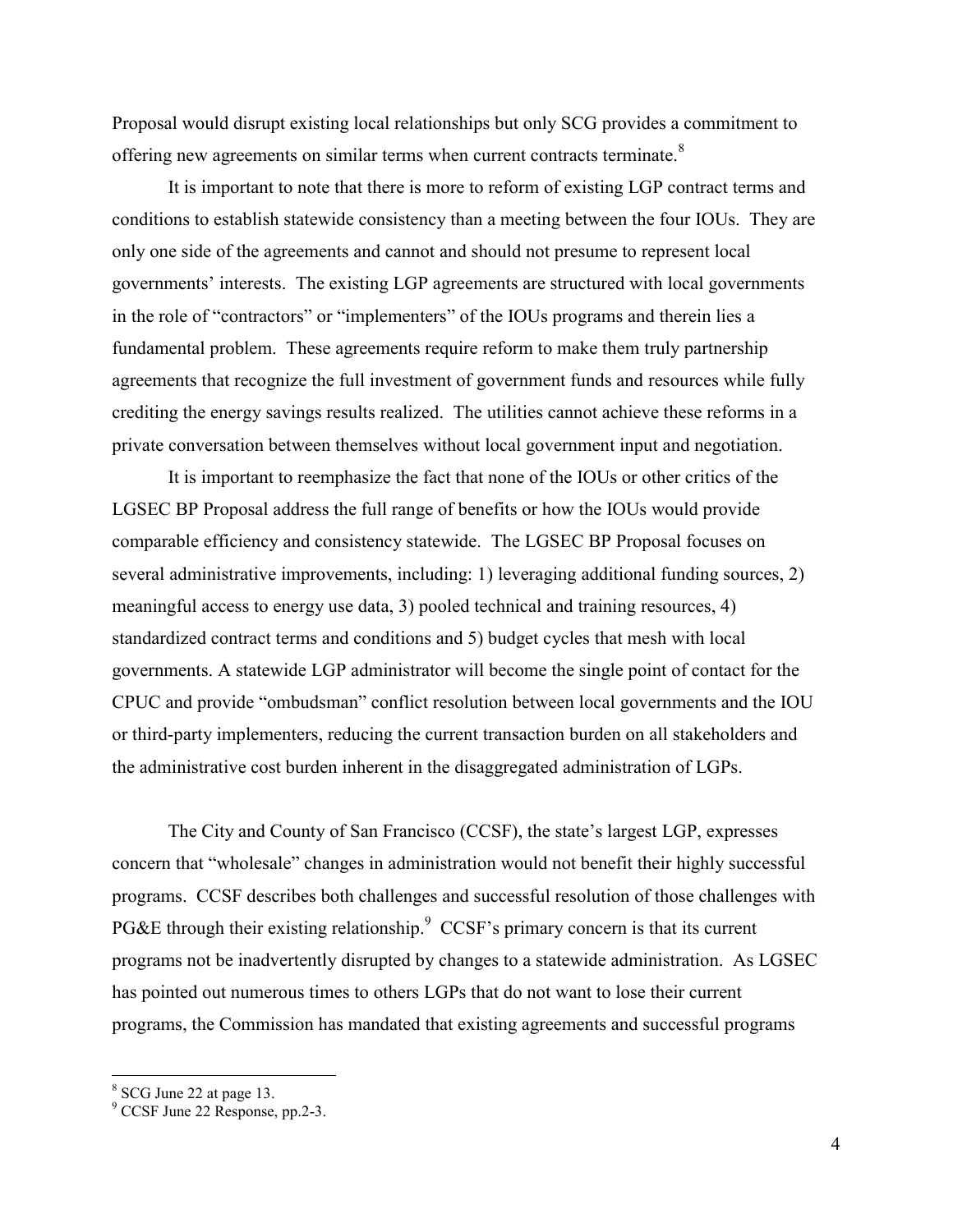Proposal would disrupt existing local relationships but only SCG provides a commitment to offering new agreements on similar terms when current contracts terminate.[8]

It is important to note that there is more to reform of existing LGP contract terms and conditions to establish statewide consistency than a meeting between the four IOUs. They are only one side of the agreements and cannot and should not presume to represent local governments' interests. The existing LGP agreements are structured with local governments in the role of "contractors" or "implementers" of the IOUs programs and therein lies a fundamental problem. These agreements require reform to make them truly partnership agreements that recognize the full investment of government funds and resources while fully crediting the energy savings results realized. The utilities cannot achieve these reforms in a private conversation between themselves without local government input and negotiation.

It is important to reemphasize the fact that none of the IOUs or other critics of the LGSEC BP Proposal address the full range of benefits or how the IOUs would provide comparable efficiency and consistency statewide. The LGSEC BP Proposal focuses on several administrative improvements, including: 1) leveraging additional funding sources, 2) meaningful access to energy use data, 3) pooled technical and training resources, 4) standardized contract terms and conditions and 5) budget cycles that mesh with local governments. A statewide LGP administrator will become the single point of contact for the CPUC and provide "ombudsman" conflict resolution between local governments and the IOU or third-party implementers, reducing the current transaction burden on all stakeholders and the administrative cost burden inherent in the disaggregated administration of LGPs.

The City and County of San Francisco (CCSF), the state's largest LGP, expresses concern that "wholesale" changes in administration would not benefit their highly successful programs. CCSF describes both challenges and successful resolution of those challenges with PG&E through their existing relationship.[9] CCSF's primary concern is that its current programs not be inadvertently disrupted by changes to a statewide administration. As LGSEC has pointed out numerous times to others LGPs that do not want to lose their current programs, the Commission has mandated that existing agreements and successful programs

[8] SCG June 22 at page 13.

[9] CCSF June 22 Response, pp.2-3.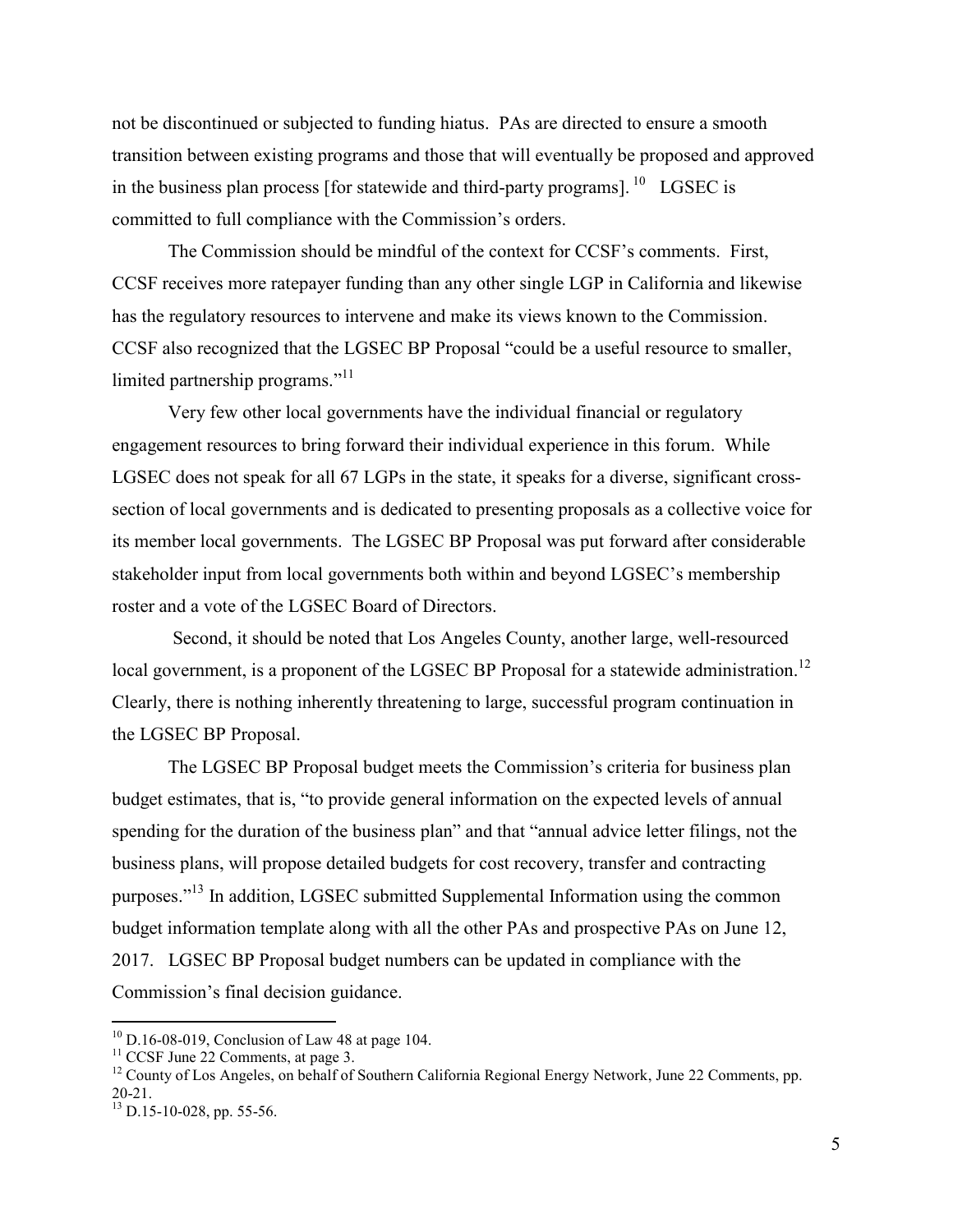not be discontinued or subjected to funding hiatus. PAs are directed to ensure a smooth transition between existing programs and those that will eventually be proposed and approved in the business plan process [for statewide and third-party programs]. [10] LGSEC is committed to full compliance with the Commission's orders.

The Commission should be mindful of the context for CCSF's comments. First, CCSF receives more ratepayer funding than any other single LGP in California and likewise has the regulatory resources to intervene and make its views known to the Commission. CCSF also recognized that the LGSEC BP Proposal "could be a useful resource to smaller, limited partnership programs."[11]

Very few other local governments have the individual financial or regulatory engagement resources to bring forward their individual experience in this forum. While LGSEC does not speak for all 67 LGPs in the state, it speaks for a diverse, significant cross-section of local governments and is dedicated to presenting proposals as a collective voice for its member local governments. The LGSEC BP Proposal was put forward after considerable stakeholder input from local governments both within and beyond LGSEC's membership roster and a vote of the LGSEC Board of Directors.

Second, it should be noted that Los Angeles County, another large, well-resourced local government, is a proponent of the LGSEC BP Proposal for a statewide administration.[12] Clearly, there is nothing inherently threatening to large, successful program continuation in the LGSEC BP Proposal.

The LGSEC BP Proposal budget meets the Commission's criteria for business plan budget estimates, that is, "to provide general information on the expected levels of annual spending for the duration of the business plan" and that "annual advice letter filings, not the business plans, will propose detailed budgets for cost recovery, transfer and contracting purposes."[13] In addition, LGSEC submitted Supplemental Information using the common budget information template along with all the other PAs and prospective PAs on June 12, 2017. LGSEC BP Proposal budget numbers can be updated in compliance with the Commission's final decision guidance.

---

[10] D.16-08-019, Conclusion of Law 48 at page 104.

[11] CCSF June 22 Comments, at page 3.

[12] County of Los Angeles, on behalf of Southern California Regional Energy Network, June 22 Comments, pp. 20-21.

[13] D.15-10-028, pp. 55-56.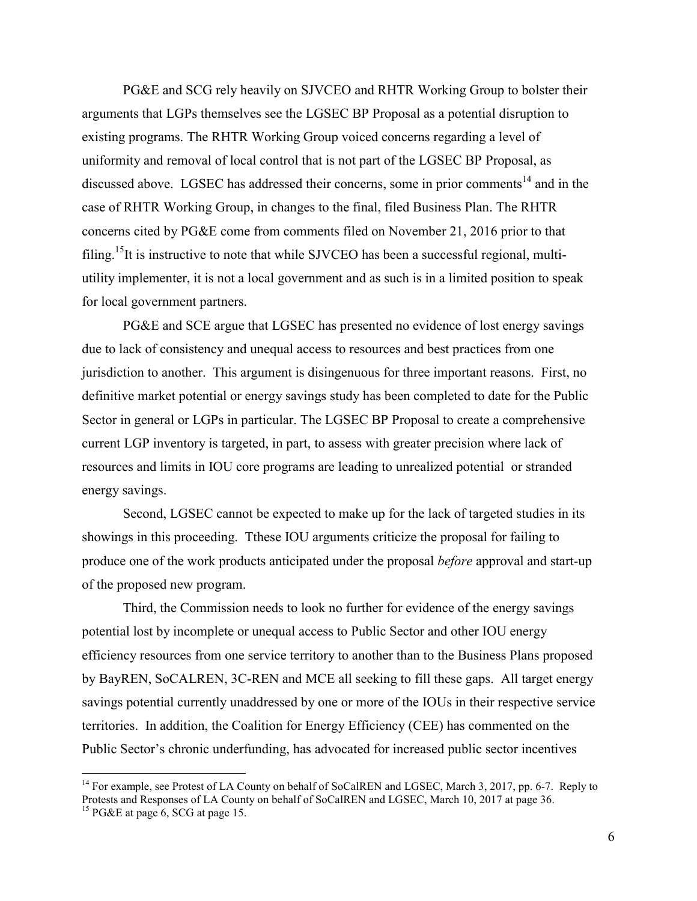PG&E and SCG rely heavily on SJVCEO and RHTR Working Group to bolster their arguments that LGPs themselves see the LGSEC BP Proposal as a potential disruption to existing programs. The RHTR Working Group voiced concerns regarding a level of uniformity and removal of local control that is not part of the LGSEC BP Proposal, as discussed above. LGSEC has addressed their concerns, some in prior comments[14] and in the case of RHTR Working Group, in changes to the final, filed Business Plan. The RHTR concerns cited by PG&E come from comments filed on November 21, 2016 prior to that filing.[15]It is instructive to note that while SJVCEO has been a successful regional, multi-utility implementer, it is not a local government and as such is in a limited position to speak for local government partners.

PG&E and SCE argue that LGSEC has presented no evidence of lost energy savings due to lack of consistency and unequal access to resources and best practices from one jurisdiction to another. This argument is disingenuous for three important reasons. First, no definitive market potential or energy savings study has been completed to date for the Public Sector in general or LGPs in particular. The LGSEC BP Proposal to create a comprehensive current LGP inventory is targeted, in part, to assess with greater precision where lack of resources and limits in IOU core programs are leading to unrealized potential or stranded energy savings.

Second, LGSEC cannot be expected to make up for the lack of targeted studies in its showings in this proceeding. Tthese IOU arguments criticize the proposal for failing to produce one of the work products anticipated under the proposal *before* approval and start-up of the proposed new program.

Third, the Commission needs to look no further for evidence of the energy savings potential lost by incomplete or unequal access to Public Sector and other IOU energy efficiency resources from one service territory to another than to the Business Plans proposed by BayREN, SoCALREN, 3C-REN and MCE all seeking to fill these gaps. All target energy savings potential currently unaddressed by one or more of the IOUs in their respective service territories. In addition, the Coalition for Energy Efficiency (CEE) has commented on the Public Sector's chronic underfunding, has advocated for increased public sector incentives

---

[14] For example, see Protest of LA County on behalf of SoCalREN and LGSEC, March 3, 2017, pp. 6-7. Reply to Protests and Responses of LA County on behalf of SoCalREN and LGSEC, March 10, 2017 at page 36.

[15] PG&E at page 6, SCG at page 15.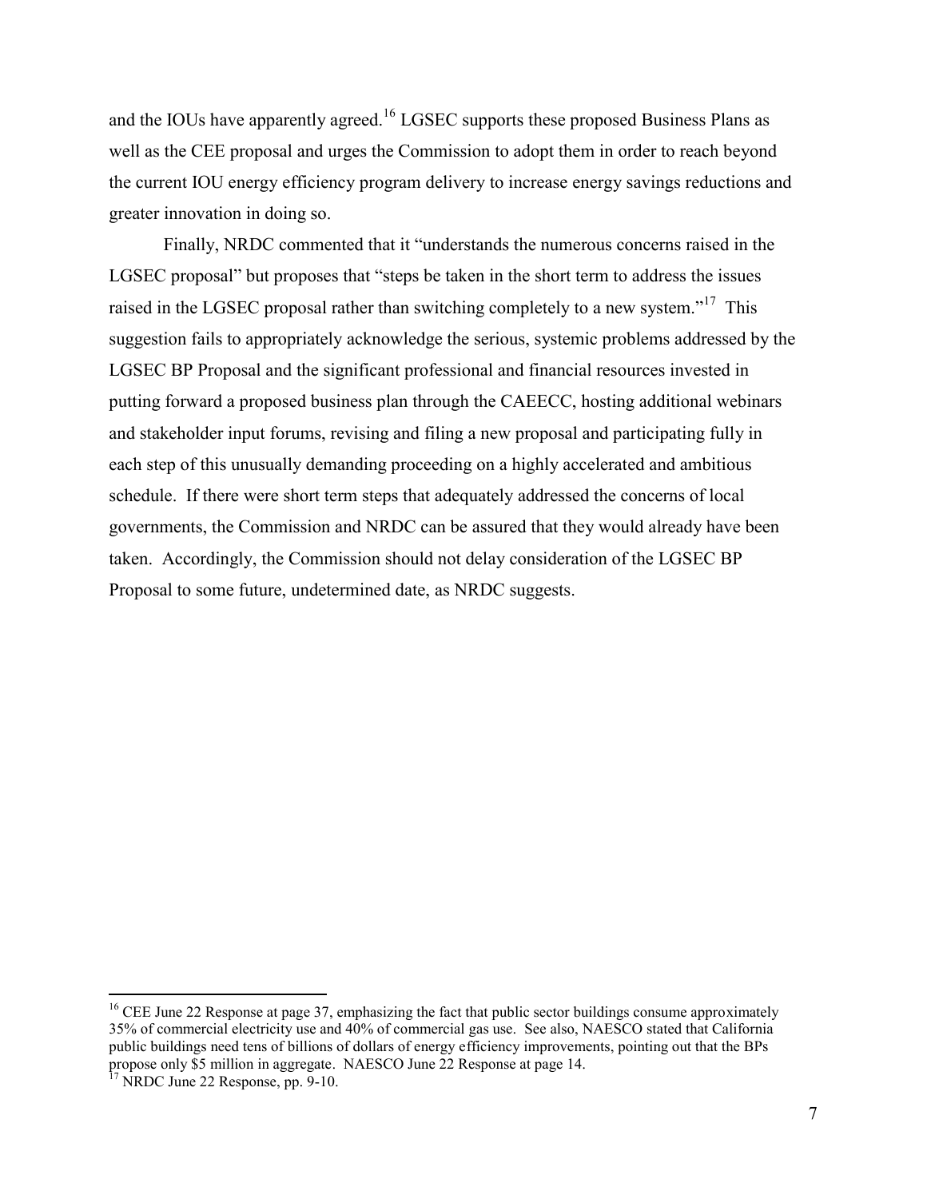and the IOUs have apparently agreed.[16] LGSEC supports these proposed Business Plans as well as the CEE proposal and urges the Commission to adopt them in order to reach beyond the current IOU energy efficiency program delivery to increase energy savings reductions and greater innovation in doing so.

Finally, NRDC commented that it "understands the numerous concerns raised in the LGSEC proposal" but proposes that "steps be taken in the short term to address the issues raised in the LGSEC proposal rather than switching completely to a new system."[17] This suggestion fails to appropriately acknowledge the serious, systemic problems addressed by the LGSEC BP Proposal and the significant professional and financial resources invested in putting forward a proposed business plan through the CAEECC, hosting additional webinars and stakeholder input forums, revising and filing a new proposal and participating fully in each step of this unusually demanding proceeding on a highly accelerated and ambitious schedule. If there were short term steps that adequately addressed the concerns of local governments, the Commission and NRDC can be assured that they would already have been taken. Accordingly, the Commission should not delay consideration of the LGSEC BP Proposal to some future, undetermined date, as NRDC suggests.

---

[16] CEE June 22 Response at page 37, emphasizing the fact that public sector buildings consume approximately 35% of commercial electricity use and 40% of commercial gas use. See also, NAESCO stated that California public buildings need tens of billions of dollars of energy efficiency improvements, pointing out that the BPs propose only $5 million in aggregate. NAESCO June 22 Response at page 14.

[17] NRDC June 22 Response, pp. 9-10.